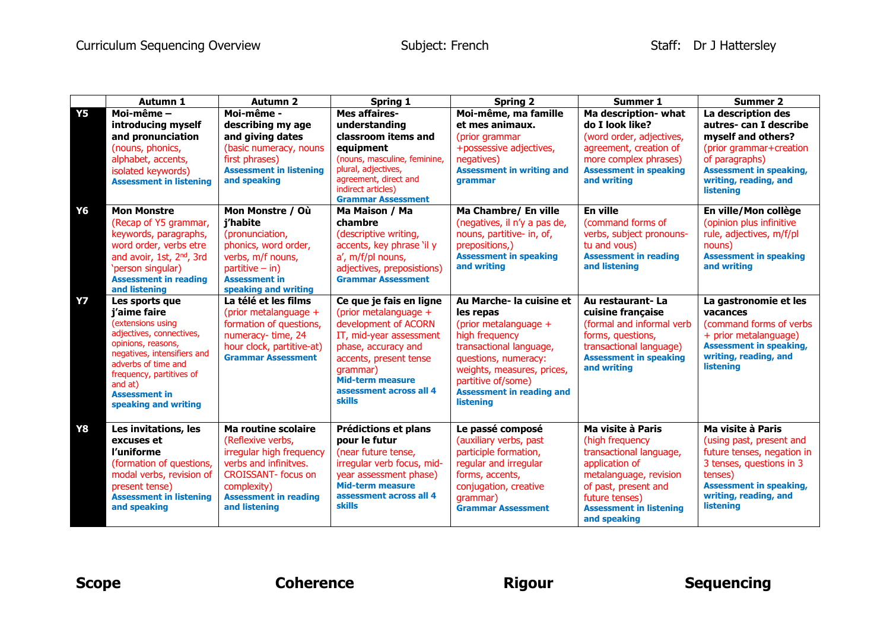Curriculum Sequencing Overview Subject: French Staff: Dr J Hattersley

| | Autumn 1 | Autumn 2 | Spring 1 | Spring 2 | Summer 1 | Summer 2 |
|---|---|---|---|---|---|---|
| **Y5** | **Moi-même – introducing myself and pronunciation** (nouns, phonics, alphabet, accents, isolated keywords) **Assessment in listening** | **Moi-même - describing my age and giving dates** (basic numeracy, nouns first phrases) **Assessment in listening and speaking** | **Mes affaires- understanding classroom items and equipment** (nouns, masculine, feminine, plural, adjectives, agreement, direct and indirect articles) **Grammar Assessment** | **Moi-même, ma famille et mes animaux.** (prior grammar +possessive adjectives, negatives) **Assessment in writing and grammar** | **Ma description- what do I look like?** (word order, adjectives, agreement, creation of more complex phrases) **Assessment in speaking and writing** | **La description des autres- can I describe myself and others?** (prior grammar+creation of paragraphs) **Assessment in speaking, writing, reading, and listening** |
| **Y6** | **Mon Monstre** (Recap of Y5 grammar, keywords, paragraphs, word order, verbs etre and avoir, 1st, 2nd, 3rd 'person singular) **Assessment in reading and listening** | **Mon Monstre / Où j'habite** (pronunciation, phonics, word order, verbs, m/f nouns, partitive – in) **Assessment in speaking and writing** | **Ma Maison / Ma chambre** (descriptive writing, accents, key phrase 'il y a', m/f/pl nouns, adjectives, prepositions) **Grammar Assessment** | **Ma Chambre/ En ville** (negatives, il n'y a pas de, nouns, partitive- in, of, prepositions,) **Assessment in speaking and writing** | **En ville** (command forms of verbs, subject pronouns- tu and vous) **Assessment in reading and listening** | **En ville/Mon collège** (opinion plus infinitive rule, adjectives, m/f/pl nouns) **Assessment in speaking and writing** |
| **Y7** | **Les sports que j'aime faire** (extensions using adjectives, connectives, opinions, reasons, negatives, intensifiers and adverbs of time and frequency, partitives of and at) **Assessment in speaking and writing** | **La télé et les films** (prior metalanguage + formation of questions, numeracy- time, 24 hour clock, partitive-at) **Grammar Assessment** | **Ce que je fais en ligne** (prior metalanguage + development of ACORN IT, mid-year assessment phase, accuracy and accents, present tense grammar) **Mid-term measure assessment across all 4 skills** | **Au Marche- la cuisine et les repas** (prior metalanguage + high frequency transactional language, questions, numeracy: weights, measures, prices, partitive of/some) **Assessment in reading and listening** | **Au restaurant- La cuisine française** (formal and informal verb forms, questions, transactional language) **Assessment in speaking and writing** | **La gastronomie et les vacances** (command forms of verbs + prior metalanguage) **Assessment in speaking, writing, reading, and listening** |
| **Y8** | **Les invitations, les excuses et l'uniforme** (formation of questions, modal verbs, revision of present tense) **Assessment in listening and speaking** | **Ma routine scolaire** (Reflexive verbs, irregular high frequency verbs and infinitves. CROISSANT- focus on complexity) **Assessment in reading and listening** | **Prédictions et plans pour le futur** (near future tense, irregular verb focus, mid-year assessment phase) **Mid-term measure assessment across all 4 skills** | **Le passé composé** (auxiliary verbs, past participle formation, regular and irregular forms, accents, conjugation, creative grammar) **Grammar Assessment** | **Ma visite à Paris** (high frequency transactional language, application of metalanguage, revision of past, present and future tenses) **Assessment in listening and speaking** | **Ma visite à Paris** (using past, present and future tenses, negation in 3 tenses, questions in 3 tenses) **Assessment in speaking, writing, reading, and listening** |

**Scope** **Coherence** **Rigour** **Sequencing**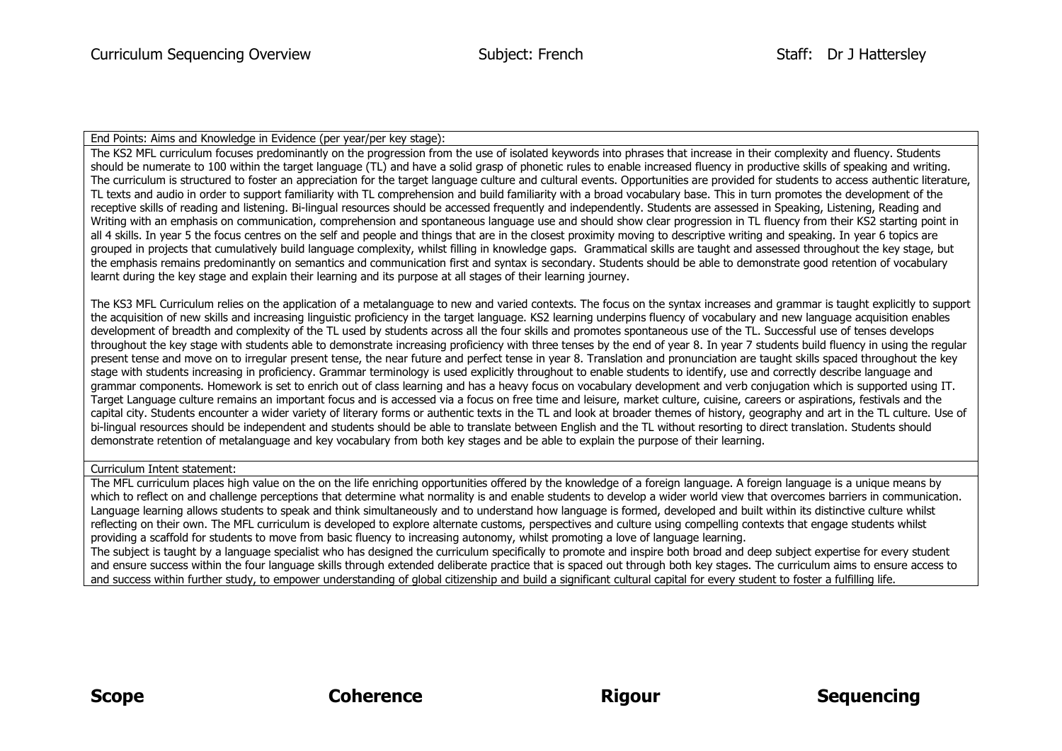Curriculum Sequencing Overview Subject: French Staff: Dr J Hattersley

| End Points: Aims and Knowledge in Evidence (per year/per key stage): |
|---|
| The KS2 MFL curriculum focuses predominantly on the progression from the use of isolated keywords into phrases that increase in their complexity and fluency. Students should be numerate to 100 within the target language (TL) and have a solid grasp of phonetic rules to enable increased fluency in productive skills of speaking and writing. The curriculum is structured to foster an appreciation for the target language culture and cultural events. Opportunities are provided for students to access authentic literature, TL texts and audio in order to support familiarity with TL comprehension and build familiarity with a broad vocabulary base. This in turn promotes the development of the receptive skills of reading and listening. Bi-lingual resources should be accessed frequently and independently. Students are assessed in Speaking, Listening, Reading and Writing with an emphasis on communication, comprehension and spontaneous language use and should show clear progression in TL fluency from their KS2 starting point in all 4 skills. In year 5 the focus centres on the self and people and things that are in the closest proximity moving to descriptive writing and speaking. In year 6 topics are grouped in projects that cumulatively build language complexity, whilst filling in knowledge gaps. Grammatical skills are taught and assessed throughout the key stage, but the emphasis remains predominantly on semantics and communication first and syntax is secondary. Students should be able to demonstrate good retention of vocabulary learnt during the key stage and explain their learning and its purpose at all stages of their learning journey.<br><br>The KS3 MFL Curriculum relies on the application of a metalanguage to new and varied contexts. The focus on the syntax increases and grammar is taught explicitly to support the acquisition of new skills and increasing linguistic proficiency in the target language. KS2 learning underpins fluency of vocabulary and new language acquisition enables development of breadth and complexity of the TL used by students across all the four skills and promotes spontaneous use of the TL. Successful use of tenses develops throughout the key stage with students able to demonstrate increasing proficiency with three tenses by the end of year 8. In year 7 students build fluency in using the regular present tense and move on to irregular present tense, the near future and perfect tense in year 8. Translation and pronunciation are taught skills spaced throughout the key stage with students increasing in proficiency. Grammar terminology is used explicitly throughout to enable students to identify, use and correctly describe language and grammar components. Homework is set to enrich out of class learning and has a heavy focus on vocabulary development and verb conjugation which is supported using IT. Target Language culture remains an important focus and is accessed via a focus on free time and leisure, market culture, cuisine, careers or aspirations, festivals and the capital city. Students encounter a wider variety of literary forms or authentic texts in the TL and look at broader themes of history, geography and art in the TL culture. Use of bi-lingual resources should be independent and students should be able to translate between English and the TL without resorting to direct translation. Students should demonstrate retention of metalanguage and key vocabulary from both key stages and be able to explain the purpose of their learning. |
| Curriculum Intent statement: |
| The MFL curriculum places high value on the on the life enriching opportunities offered by the knowledge of a foreign language. A foreign language is a unique means by which to reflect on and challenge perceptions that determine what normality is and enable students to develop a wider world view that overcomes barriers in communication. Language learning allows students to speak and think simultaneously and to understand how language is formed, developed and built within its distinctive culture whilst reflecting on their own. The MFL curriculum is developed to explore alternate customs, perspectives and culture using compelling contexts that engage students whilst providing a scaffold for students to move from basic fluency to increasing autonomy, whilst promoting a love of language learning.<br>The subject is taught by a language specialist who has designed the curriculum specifically to promote and inspire both broad and deep subject expertise for every student and ensure success within the four language skills through extended deliberate practice that is spaced out through both key stages. The curriculum aims to ensure access to and success within further study, to empower understanding of global citizenship and build a significant cultural capital for every student to foster a fulfilling life. |

**Scope** **Coherence** **Rigour** **Sequencing**